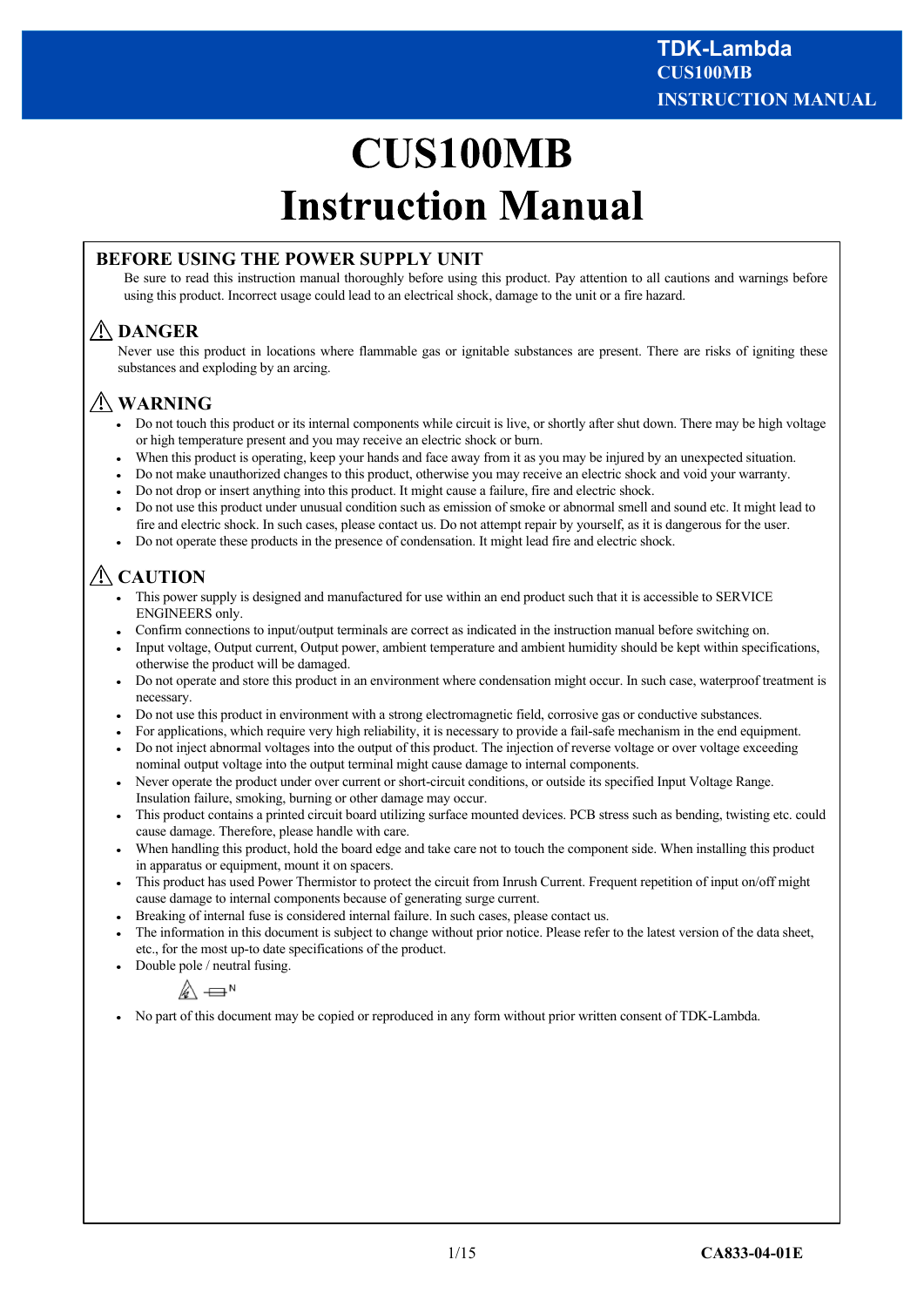# CUS100MB Instruction Manual

## BEFORE USING THE POWER SUPPLY UNIT

Be sure to read this instruction manual thoroughly before using this product. Pay attention to all cautions and warnings before using this product. Incorrect usage could lead to an electrical shock, damage to the unit or a fire hazard.

## ⚠ DANGER

Never use this product in locations where flammable gas or ignitable substances are present. There are risks of igniting these substances and exploding by an arcing.

## ⚠ WARNING

- Do not touch this product or its internal components while circuit is live, or shortly after shut down. There may be high voltage or high temperature present and you may receive an electric shock or burn.
- When this product is operating, keep your hands and face away from it as you may be injured by an unexpected situation.
- Do not make unauthorized changes to this product, otherwise you may receive an electric shock and void your warranty.
- Do not drop or insert anything into this product. It might cause a failure, fire and electric shock.
- Do not use this product under unusual condition such as emission of smoke or abnormal smell and sound etc. It might lead to fire and electric shock. In such cases, please contact us. Do not attempt repair by yourself, as it is dangerous for the user.
- Do not operate these products in the presence of condensation. It might lead fire and electric shock.

## ⚠ CAUTION

- This power supply is designed and manufactured for use within an end product such that it is accessible to SERVICE ENGINEERS only.
- Confirm connections to input/output terminals are correct as indicated in the instruction manual before switching on.
- Input voltage, Output current, Output power, ambient temperature and ambient humidity should be kept within specifications, otherwise the product will be damaged.
- Do not operate and store this product in an environment where condensation might occur. In such case, waterproof treatment is necessary.
- Do not use this product in environment with a strong electromagnetic field, corrosive gas or conductive substances.
- For applications, which require very high reliability, it is necessary to provide a fail-safe mechanism in the end equipment.
- Do not inject abnormal voltages into the output of this product. The injection of reverse voltage or over voltage exceeding nominal output voltage into the output terminal might cause damage to internal components.
- Never operate the product under over current or short-circuit conditions, or outside its specified Input Voltage Range. Insulation failure, smoking, burning or other damage may occur.
- This product contains a printed circuit board utilizing surface mounted devices. PCB stress such as bending, twisting etc. could cause damage. Therefore, please handle with care.
- When handling this product, hold the board edge and take care not to touch the component side. When installing this product in apparatus or equipment, mount it on spacers.
- This product has used Power Thermistor to protect the circuit from Inrush Current. Frequent repetition of input on/off might cause damage to internal components because of generating surge current.
- Breaking of internal fuse is considered internal failure. In such cases, please contact us.
- The information in this document is subject to change without prior notice. Please refer to the latest version of the data sheet, etc., for the most up-to date specifications of the product.
- Double pole / neutral fusing.

  ⚠ ⊟N

- No part of this document may be copied or reproduced in any form without prior written consent of TDK-Lambda.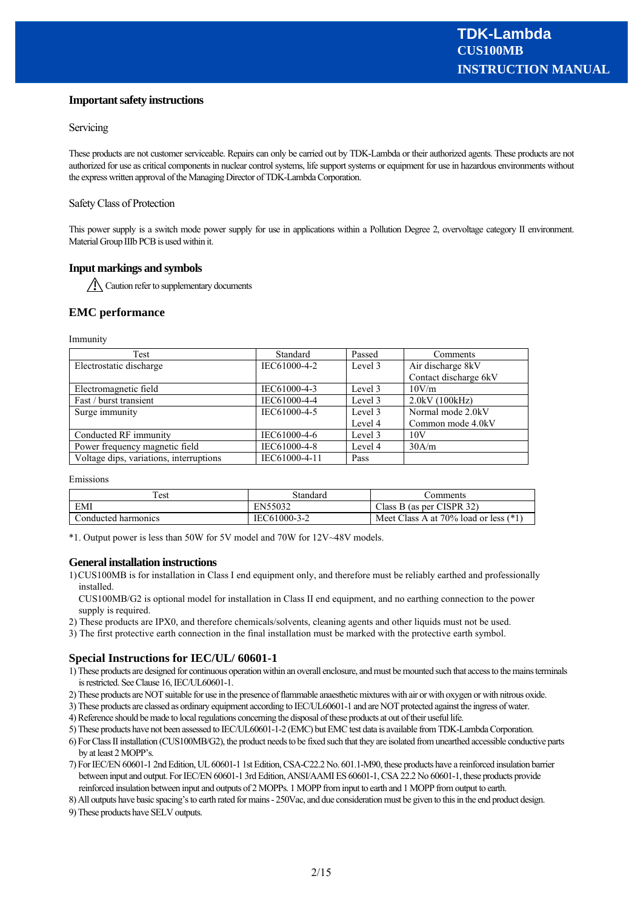## Important safety instructions

### Servicing

These products are not customer serviceable. Repairs can only be carried out by TDK-Lambda or their authorized agents. These products are not authorized for use as critical components in nuclear control systems, life support systems or equipment for use in hazardous environments without the express written approval of the Managing Director of TDK-Lambda Corporation.

### Safety Class of Protection

This power supply is a switch mode power supply for use in applications within a Pollution Degree 2, overvoltage category II environment. Material Group IIIb PCB is used within it.

## Input markings and symbols

⚠ Caution refer to supplementary documents

## EMC performance

Immunity

| Test | Standard | Passed | Comments |
|---|---|---|---|
| Electrostatic discharge | IEC61000-4-2 | Level 3 | Air discharge 8kV<br>Contact discharge 6kV |
| Electromagnetic field | IEC61000-4-3 | Level 3 | 10V/m |
| Fast / burst transient | IEC61000-4-4 | Level 3 | 2.0kV (100kHz) |
| Surge immunity | IEC61000-4-5 | Level 3<br>Level 4 | Normal mode 2.0kV<br>Common mode 4.0kV |
| Conducted RF immunity | IEC61000-4-6 | Level 3 | 10V |
| Power frequency magnetic field | IEC61000-4-8 | Level 4 | 30A/m |
| Voltage dips, variations, interruptions | IEC61000-4-11 | Pass | |

Emissions

| Test | Standard | Comments |
|---|---|---|
| EMI | EN55032 | Class B (as per CISPR 32) |
| Conducted harmonics | IEC61000-3-2 | Meet Class A at 70% load or less (*1) |

*1. Output power is less than 50W for 5V model and 70W for 12V~48V models.

## General installation instructions

1) CUS100MB is for installation in Class I end equipment only, and therefore must be reliably earthed and professionally installed.
   CUS100MB/G2 is optional model for installation in Class II end equipment, and no earthing connection to the power supply is required.
2) These products are IPX0, and therefore chemicals/solvents, cleaning agents and other liquids must not be used.
3) The first protective earth connection in the final installation must be marked with the protective earth symbol.

## Special Instructions for IEC/UL/ 60601-1

1) These products are designed for continuous operation within an overall enclosure, and must be mounted such that access to the mains terminals is restricted. See Clause 16, IEC/UL60601-1.
2) These products are NOT suitable for use in the presence of flammable anaesthetic mixtures with air or with oxygen or with nitrous oxide.
3) These products are classed as ordinary equipment according to IEC/UL60601-1 and are NOT protected against the ingress of water.
4) Reference should be made to local regulations concerning the disposal of these products at out of their useful life.
5) These products have not been assessed to IEC/UL60601-1-2 (EMC) but EMC test data is available from TDK-Lambda Corporation.
6) For Class II installation (CUS100MB/G2), the product needs to be fixed such that they are isolated from unearthed accessible conductive parts by at least 2 MOPP's.
7) For IEC/EN 60601-1 2nd Edition, UL 60601-1 1st Edition, CSA-C22.2 No. 601.1-M90, these products have a reinforced insulation barrier between input and output. For IEC/EN 60601-1 3rd Edition, ANSI/AAMI ES 60601-1, CSA 22.2 No 60601-1, these products provide reinforced insulation between input and outputs of 2 MOPPs. 1 MOPP from input to earth and 1 MOPP from output to earth.
8) All outputs have basic spacing's to earth rated for mains - 250Vac, and due consideration must be given to this in the end product design.
9) These products have SELV outputs.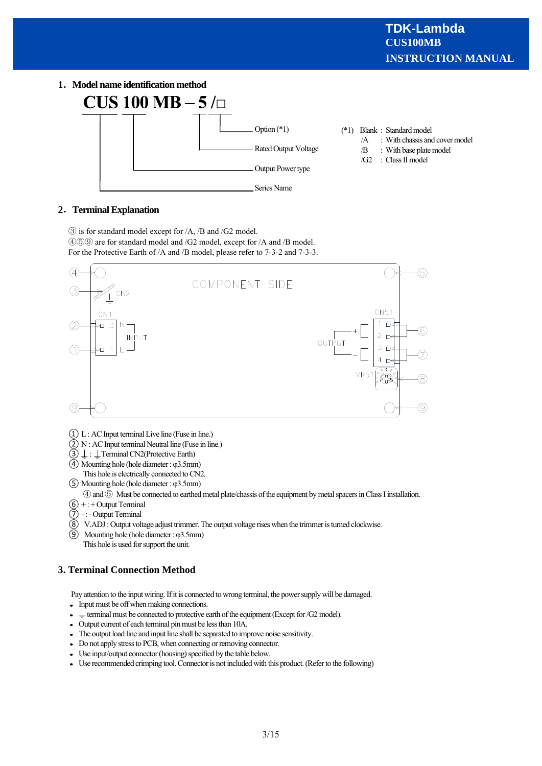## 1. Model name identification method

**CUS 100 MB – 5 /□**

- CUS : Series Name
- 100 : Output Power type
- MB
- 5 : Rated Output Voltage
- /□ : Option (*1)

(*1) Blank : Standard model
/A : With chassis and cover model
/B : With base plate model
/G2 : Class II model

## 2. Terminal Explanation

③ is for standard model except for /A, /B and /G2 model.
④⑤⑨ are for standard model and /G2 model, except for /A and /B model.
For the Protective Earth of /A and /B model, please refer to 7-3-2 and 7-3-3.

COMPONENT SIDE

① L : AC Input terminal Live line (Fuse in line.)
② N : AC Input terminal Neutral line (Fuse in line.)
③ ⏚ : ⏚ Terminal CN2(Protective Earth)
④ Mounting hole (hole diameter : φ3.5mm)
This hole is electrically connected to CN2.
⑤ Mounting hole (hole diameter : φ3.5mm)
④ and ⑤ Must be connected to earthed metal plate/chassis of the equipment by metal spacers in Class I installation.
⑥ + : + Output Terminal
⑦ - : - Output Terminal
⑧ V.ADJ : Output voltage adjust trimmer. The output voltage rises when the trimmer is turned clockwise.
⑨ Mounting hole (hole diameter : φ3.5mm)
This hole is used for support the unit.

## 3. Terminal Connection Method

Pay attention to the input wiring. If it is connected to wrong terminal, the power supply will be damaged.

- Input must be off when making connections.
- ⏚ terminal must be connected to protective earth of the equipment (Except for /G2 model).
- Output current of each terminal pin must be less than 10A.
- The output load line and input line shall be separated to improve noise sensitivity.
- Do not apply stress to PCB, when connecting or removing connector.
- Use input/output connector (housing) specified by the table below.
- Use recommended crimping tool. Connector is not included with this product. (Refer to the following)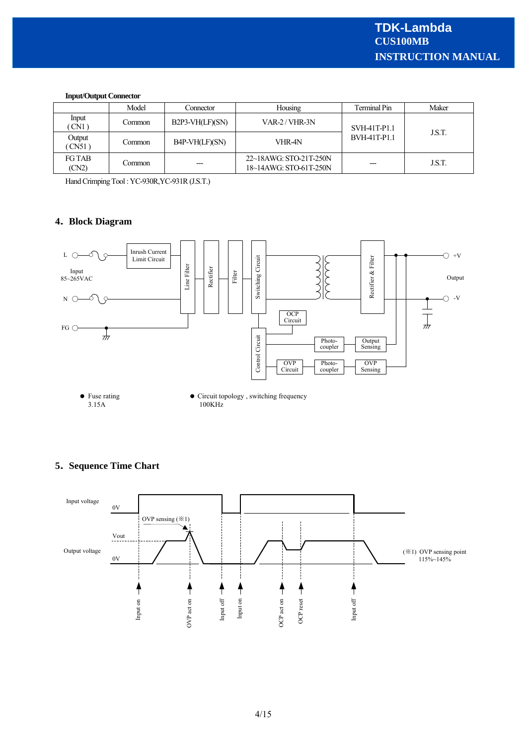**Input/Output Connector**

| | Model | Connector | Housing | Terminal Pin | Maker |
|---|---|---|---|---|---|
| Input ( CN1 ) | Common | B2P3-VH(LF)(SN) | VAR-2 / VHR-3N | SVH-41T-P1.1 BVH-41T-P1.1 | J.S.T. |
| Output ( CN51 ) | Common | B4P-VH(LF)(SN) | VHR-4N | | |
| FG TAB (CN2) | Common | --- | 22~18AWG: STO-21T-250N 18~14AWG: STO-61T-250N | --- | J.S.T. |

Hand Crimping Tool : YC-930R,YC-931R (J.S.T.)

## 4. Block Diagram

L, N — Input 85~265VAC; FG

Inrush Current Limit Circuit → Line Filter → Rectifier → Filter → Switching Circuit → Rectifier & Filter → Output +V / -V

OCP Circuit; Control Circuit; OVP Circuit; Photo-coupler; Output Sensing; OVP Sensing

- Fuse rating
  3.15A
- Circuit topology , switching frequency
  100KHz

## 5. Sequence Time Chart

Input voltage: 0V

Output voltage: Vout, 0V

OVP sensing (※1)

Input on, OVP act on, Input off, Input on, OCP act on, OCP reset, Input off

(※1) OVP sensing point 115%~145%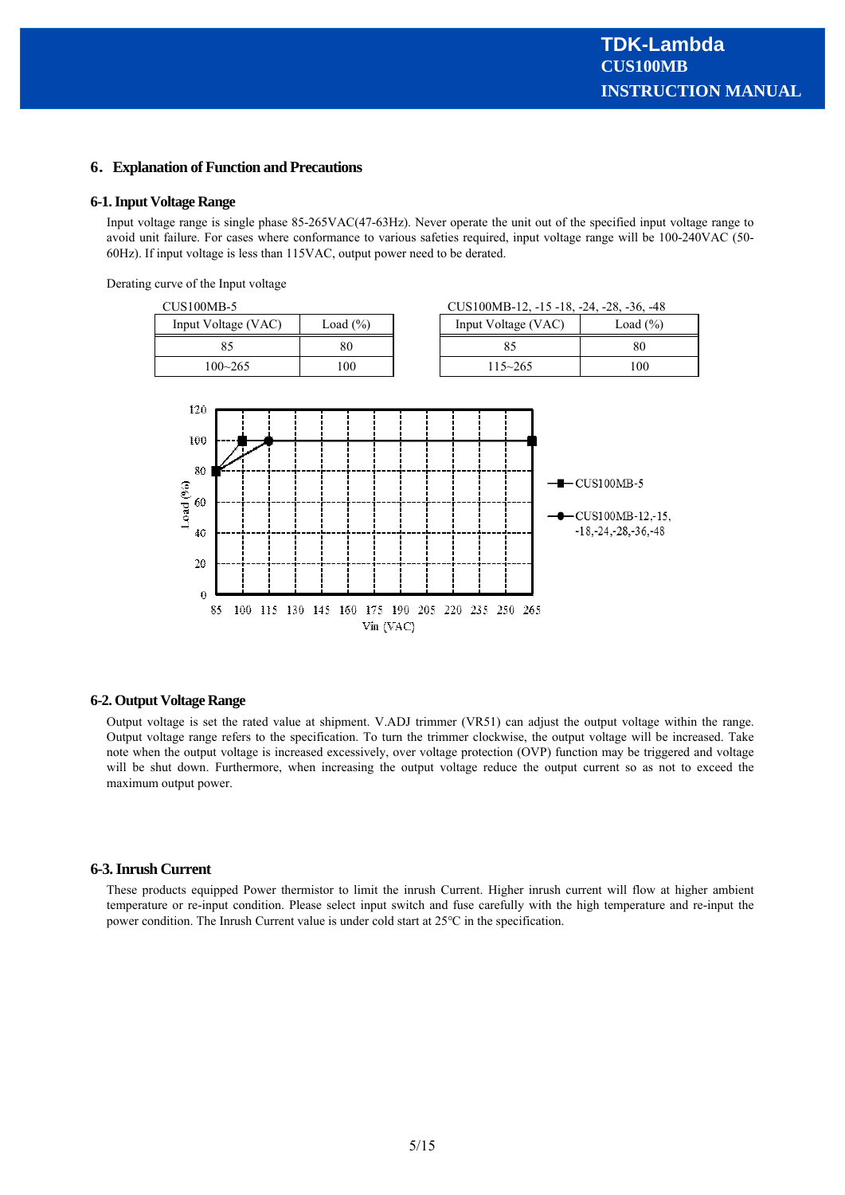## 6. Explanation of Function and Precautions

### 6-1. Input Voltage Range

Input voltage range is single phase 85-265VAC(47-63Hz). Never operate the unit out of the specified input voltage range to avoid unit failure. For cases where conformance to various safeties required, input voltage range will be 100-240VAC (50-60Hz). If input voltage is less than 115VAC, output power need to be derated.

Derating curve of the Input voltage

CUS100MB-5

| Input Voltage (VAC) | Load (%) |
|---|---|
| 85 | 80 |
| 100~265 | 100 |

CUS100MB-12, -15 -18, -24, -28, -36, -48

| Input Voltage (VAC) | Load (%) |
|---|---|
| 85 | 80 |
| 115~265 | 100 |

### 6-2. Output Voltage Range

Output voltage is set the rated value at shipment. V.ADJ trimmer (VR51) can adjust the output voltage within the range. Output voltage range refers to the specification. To turn the trimmer clockwise, the output voltage will be increased. Take note when the output voltage is increased excessively, over voltage protection (OVP) function may be triggered and voltage will be shut down. Furthermore, when increasing the output voltage reduce the output current so as not to exceed the maximum output power.

### 6-3. Inrush Current

These products equipped Power thermistor to limit the inrush Current. Higher inrush current will flow at higher ambient temperature or re-input condition. Please select input switch and fuse carefully with the high temperature and re-input the power condition. The Inrush Current value is under cold start at 25°C in the specification.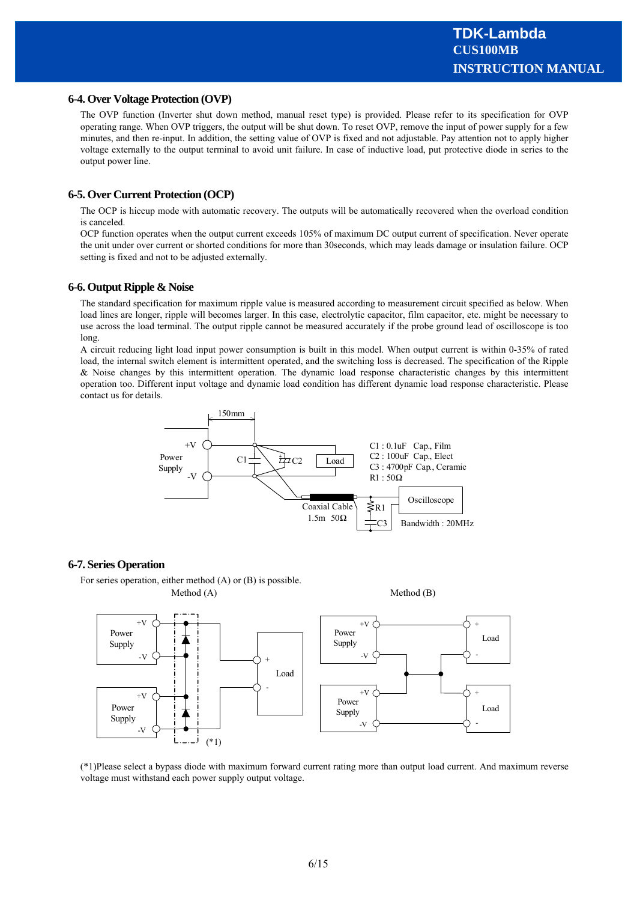## 6-4. Over Voltage Protection (OVP)

The OVP function (Inverter shut down method, manual reset type) is provided. Please refer to its specification for OVP operating range. When OVP triggers, the output will be shut down. To reset OVP, remove the input of power supply for a few minutes, and then re-input. In addition, the setting value of OVP is fixed and not adjustable. Pay attention not to apply higher voltage externally to the output terminal to avoid unit failure. In case of inductive load, put protective diode in series to the output power line.

## 6-5. Over Current Protection (OCP)

The OCP is hiccup mode with automatic recovery. The outputs will be automatically recovered when the overload condition is canceled.
OCP function operates when the output current exceeds 105% of maximum DC output current of specification. Never operate the unit under over current or shorted conditions for more than 30seconds, which may leads damage or insulation failure. OCP setting is fixed and not to be adjusted externally.

## 6-6. Output Ripple & Noise

The standard specification for maximum ripple value is measured according to measurement circuit specified as below. When load lines are longer, ripple will becomes larger. In this case, electrolytic capacitor, film capacitor, etc. might be necessary to use across the load terminal. The output ripple cannot be measured accurately if the probe ground lead of oscilloscope is too long.
A circuit reducing light load input power consumption is built in this model. When output current is within 0-35% of rated load, the internal switch element is intermittent operated, and the switching loss is decreased. The specification of the Ripple & Noise changes by this intermittent operation. The dynamic load response characteristic changes by this intermittent operation too. Different input voltage and dynamic load condition has different dynamic load response characteristic. Please contact us for details.

C1 : 0.1uF Cap., Film
C2 : 100uF Cap., Elect
C3 : 4700pF Cap., Ceramic
R1 : 50Ω

Coaxial Cable 1.5m 50Ω
Oscilloscope Bandwidth : 20MHz

## 6-7. Series Operation

For series operation, either method (A) or (B) is possible.

Method (A) Method (B)

(*1)Please select a bypass diode with maximum forward current rating more than output load current. And maximum reverse voltage must withstand each power supply output voltage.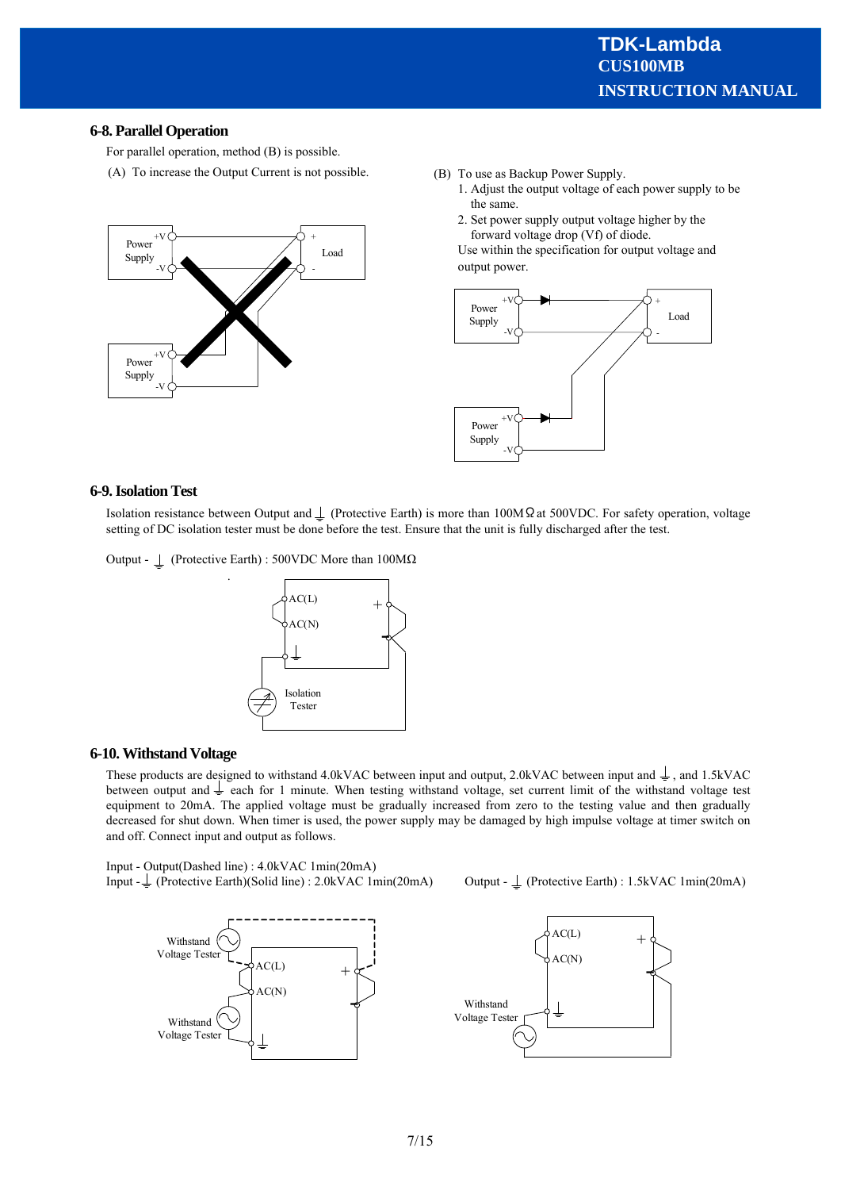## 6-8. Parallel Operation

For parallel operation, method (B) is possible.

(A) To increase the Output Current is not possible.

(B) To use as Backup Power Supply.

1. Adjust the output voltage of each power supply to be the same.
2. Set power supply output voltage higher by the forward voltage drop (Vf) of diode.

Use within the specification for output voltage and output power.

## 6-9. Isolation Test

Isolation resistance between Output and ⏚ (Protective Earth) is more than 100MΩ at 500VDC. For safety operation, voltage setting of DC isolation tester must be done before the test. Ensure that the unit is fully discharged after the test.

Output - ⏚ (Protective Earth) : 500VDC More than 100MΩ

## 6-10. Withstand Voltage

These products are designed to withstand 4.0kVAC between input and output, 2.0kVAC between input and ⏚, and 1.5kVAC between output and ⏚ each for 1 minute. When testing withstand voltage, set current limit of the withstand voltage test equipment to 20mA. The applied voltage must be gradually increased from zero to the testing value and then gradually decreased for shut down. When timer is used, the power supply may be damaged by high impulse voltage at timer switch on and off. Connect input and output as follows.

Input - Output(Dashed line) : 4.0kVAC 1min(20mA)

Input - ⏚ (Protective Earth)(Solid line) : 2.0kVAC 1min(20mA)

Output - ⏚ (Protective Earth) : 1.5kVAC 1min(20mA)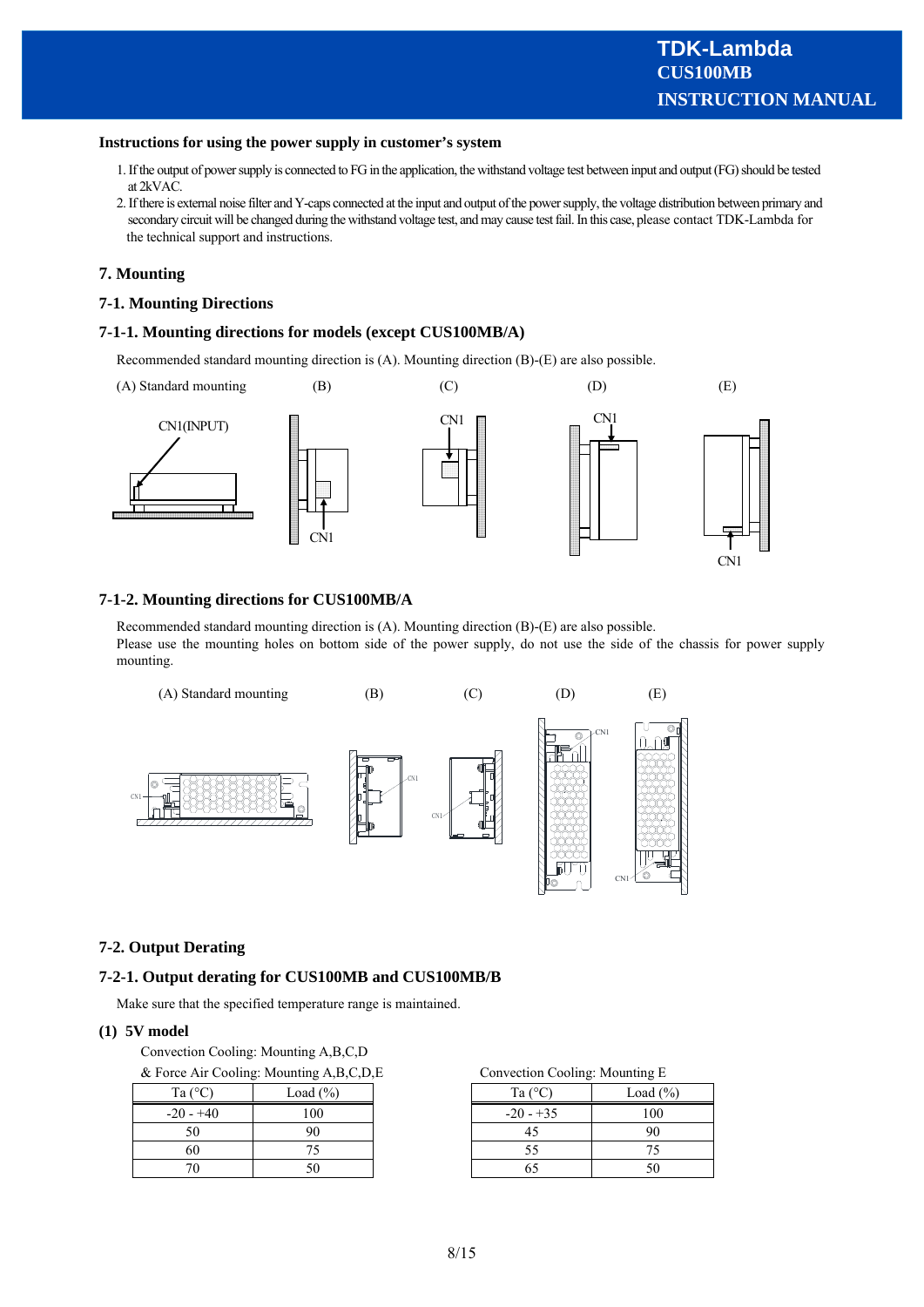**Instructions for using the power supply in customer's system**

1. If the output of power supply is connected to FG in the application, the withstand voltage test between input and output (FG) should be tested at 2kVAC.
2. If there is external noise filter and Y-caps connected at the input and output of the power supply, the voltage distribution between primary and secondary circuit will be changed during the withstand voltage test, and may cause test fail. In this case, please contact TDK-Lambda for the technical support and instructions.

## 7. Mounting

### 7-1. Mounting Directions

### 7-1-1. Mounting directions for models (except CUS100MB/A)

Recommended standard mounting direction is (A). Mounting direction (B)-(E) are also possible.

(A) Standard mounting (B) (C) (D) (E)

CN1(INPUT) CN1 CN1 CN1 CN1

### 7-1-2. Mounting directions for CUS100MB/A

Recommended standard mounting direction is (A). Mounting direction (B)-(E) are also possible.
Please use the mounting holes on bottom side of the power supply, do not use the side of the chassis for power supply mounting.

(A) Standard mounting (B) (C) (D) (E)

## 7-2. Output Derating

### 7-2-1. Output derating for CUS100MB and CUS100MB/B

Make sure that the specified temperature range is maintained.

**(1) 5V model**

Convection Cooling: Mounting A,B,C,D
& Force Air Cooling: Mounting A,B,C,D,E

| Ta (°C) | Load (%) |
|---|---|
| -20 - +40 | 100 |
| 50 | 90 |
| 60 | 75 |
| 70 | 50 |

Convection Cooling: Mounting E

| Ta (°C) | Load (%) |
|---|---|
| -20 - +35 | 100 |
| 45 | 90 |
| 55 | 75 |
| 65 | 50 |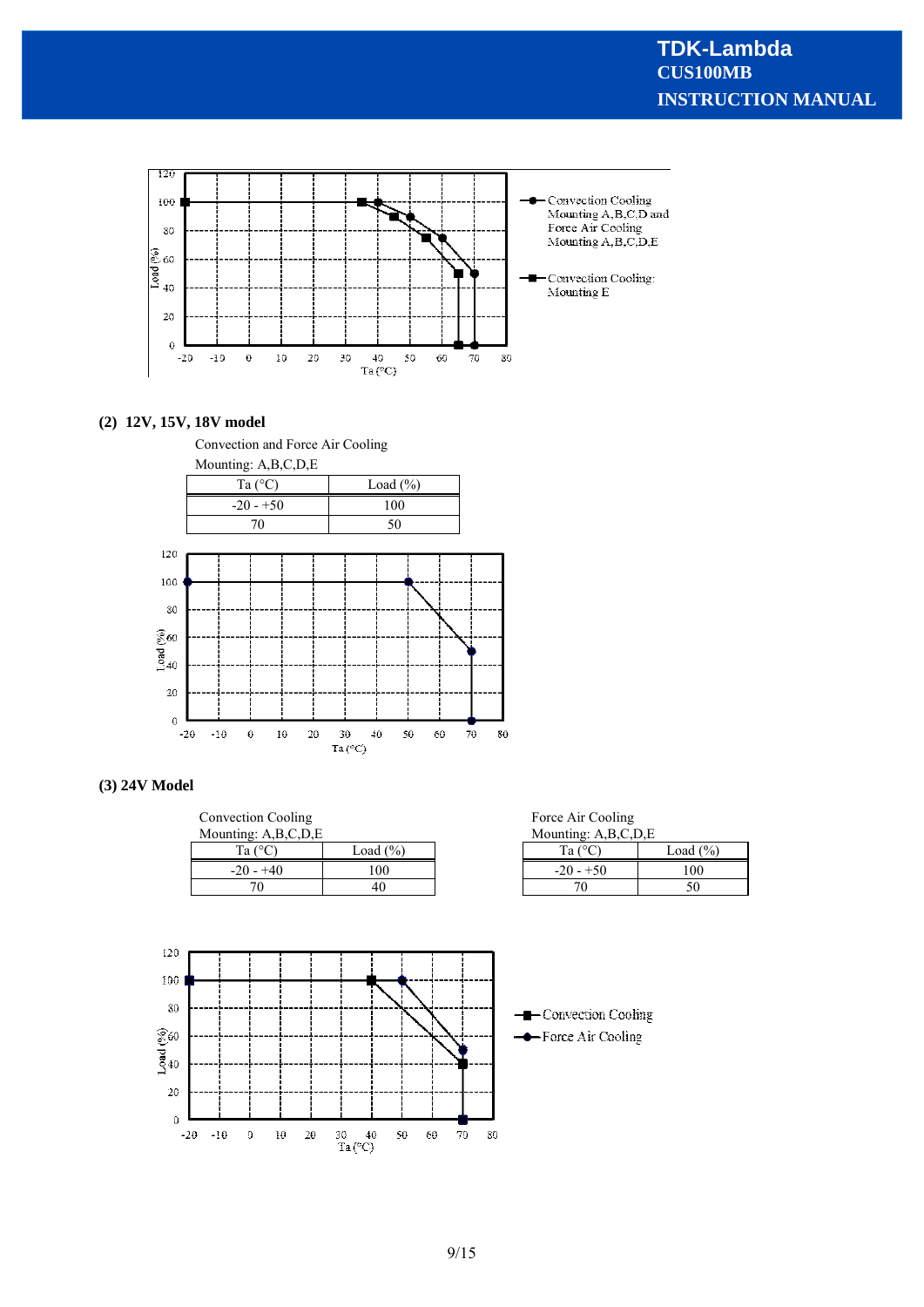(2) 12V, 15V, 18V model

Convection and Force Air Cooling
Mounting: A,B,C,D,E

| Ta (°C) | Load (%) |
|---|---|
| -20 - +50 | 100 |
| 70 | 50 |

(3) 24V Model

Convection Cooling
Mounting: A,B,C,D,E

| Ta (°C) | Load (%) |
|---|---|
| -20 - +40 | 100 |
| 70 | 40 |

Force Air Cooling
Mounting: A,B,C,D,E

| Ta (°C) | Load (%) |
|---|---|
| -20 - +50 | 100 |
| 70 | 50 |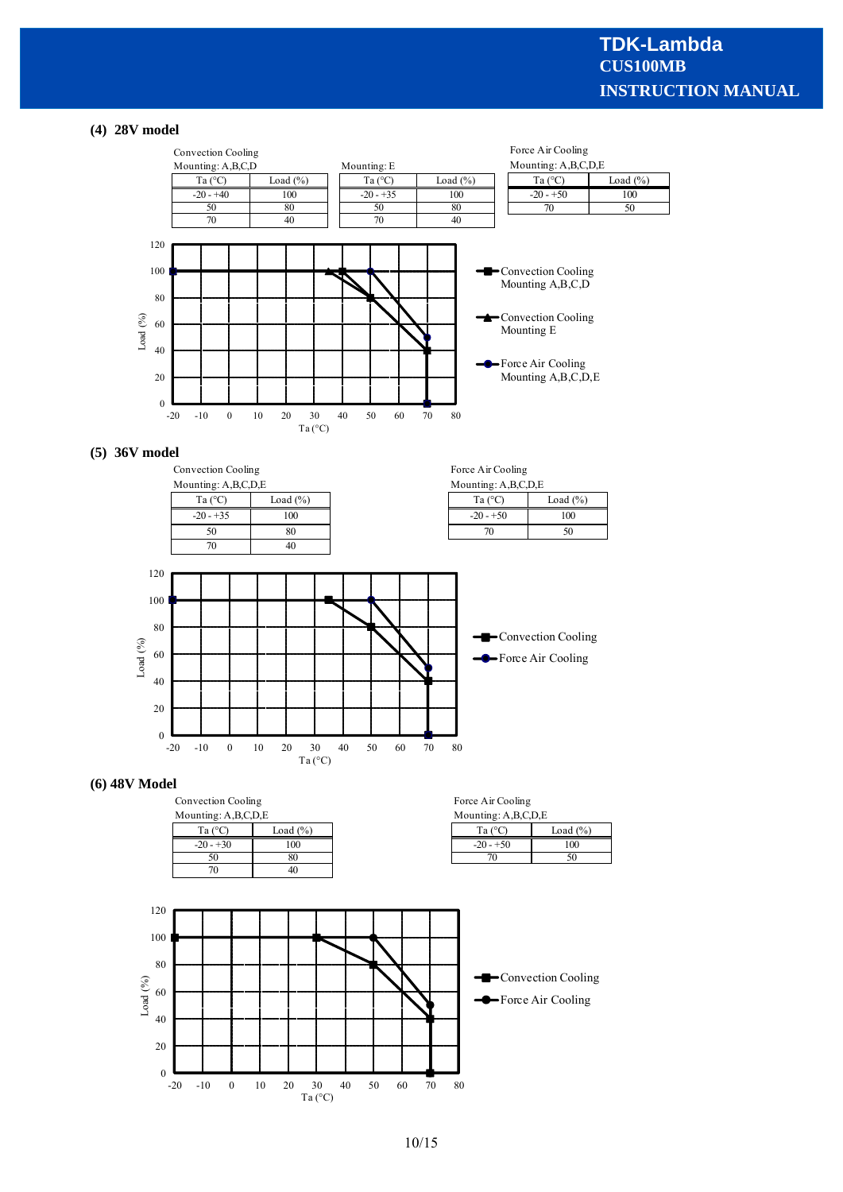### (4) 28V model

Convection Cooling
Mounting: A,B,C,D

| Ta (°C) | Load (%) |
|---|---|
| -20 - +40 | 100 |
| 50 | 80 |
| 70 | 40 |

Mounting: E

| Ta (°C) | Load (%) |
|---|---|
| -20 - +35 | 100 |
| 50 | 80 |
| 70 | 40 |

Force Air Cooling
Mounting: A,B,C,D,E

| Ta (°C) | Load (%) |
|---|---|
| -20 - +50 | 100 |
| 70 | 50 |

Legend: Convection Cooling Mounting A,B,C,D; Convection Cooling Mounting E; Force Air Cooling Mounting A,B,C,D,E

Load (%) vs. Ta (°C)

### (5) 36V model

Convection Cooling
Mounting: A,B,C,D,E

| Ta (°C) | Load (%) |
|---|---|
| -20 - +35 | 100 |
| 50 | 80 |
| 70 | 40 |

Force Air Cooling
Mounting: A,B,C,D,E

| Ta (°C) | Load (%) |
|---|---|
| -20 - +50 | 100 |
| 70 | 50 |

Legend: Convection Cooling; Force Air Cooling

Load (%) vs. Ta (°C)

### (6) 48V Model

Convection Cooling
Mounting: A,B,C,D,E

| Ta (°C) | Load (%) |
|---|---|
| -20 - +30 | 100 |
| 50 | 80 |
| 70 | 40 |

Force Air Cooling
Mounting: A,B,C,D,E

| Ta (°C) | Load (%) |
|---|---|
| -20 - +50 | 100 |
| 70 | 50 |

Legend: Convection Cooling; Force Air Cooling

Load (%) vs. Ta (°C)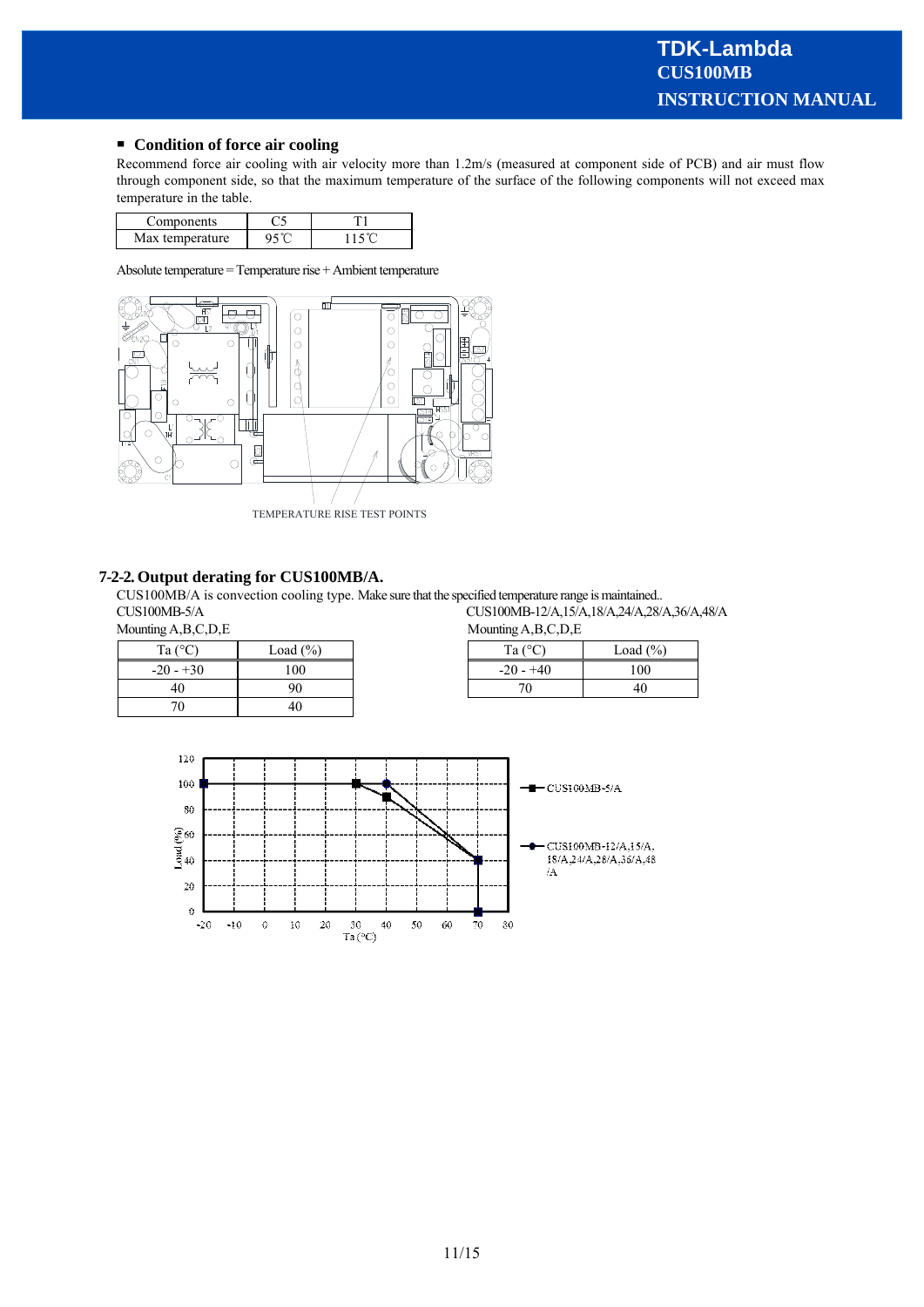## ■ Condition of force air cooling

Recommend force air cooling with air velocity more than 1.2m/s (measured at component side of PCB) and air must flow through component side, so that the maximum temperature of the surface of the following components will not exceed max temperature in the table.

| Components | C5 | T1 |
|---|---|---|
| Max temperature | 95℃ | 115℃ |

Absolute temperature = Temperature rise + Ambient temperature

TEMPERATURE RISE TEST POINTS

## 7-2-2. Output derating for CUS100MB/A.

CUS100MB/A is convection cooling type. Make sure that the specified temperature range is maintained..

CUS100MB-5/A

Mounting A,B,C,D,E

| Ta (°C) | Load (%) |
|---|---|
| -20 - +30 | 100 |
| 40 | 90 |
| 70 | 40 |

CUS100MB-12/A,15/A,18/A,24/A,28/A,36/A,48/A

Mounting A,B,C,D,E

| Ta (°C) | Load (%) |
|---|---|
| -20 - +40 | 100 |
| 70 | 40 |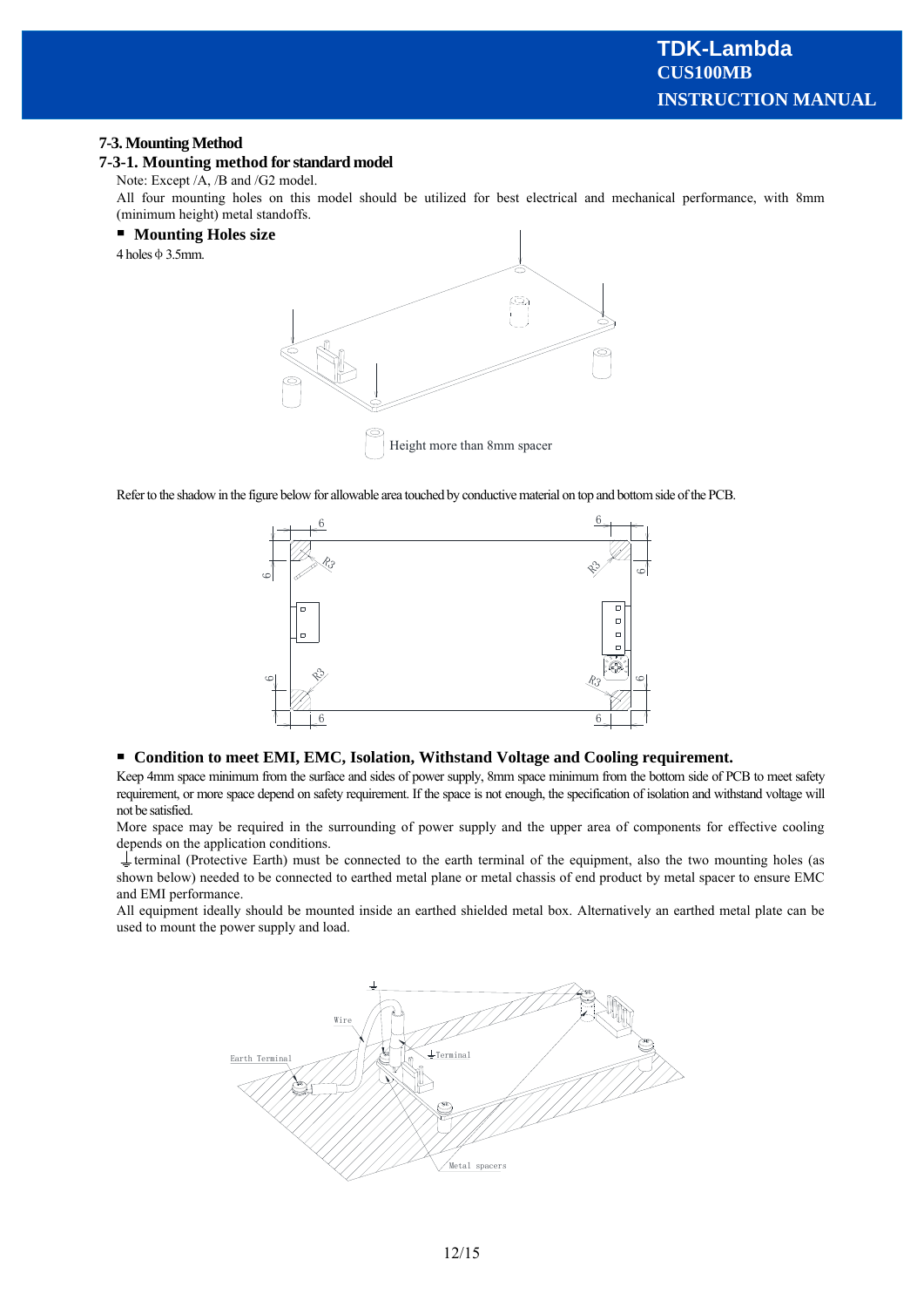### 7-3. Mounting Method

### 7-3-1. Mounting method for standard model

Note: Except /A, /B and /G2 model.

All four mounting holes on this model should be utilized for best electrical and mechanical performance, with 8mm (minimum height) metal standoffs.

- **Mounting Holes size**

4 holes φ 3.5mm.

Height more than 8mm spacer

Refer to the shadow in the figure below for allowable area touched by conductive material on top and bottom side of the PCB.

- **Condition to meet EMI, EMC, Isolation, Withstand Voltage and Cooling requirement.**

Keep 4mm space minimum from the surface and sides of power supply, 8mm space minimum from the bottom side of PCB to meet safety requirement, or more space depend on safety requirement. If the space is not enough, the specification of isolation and withstand voltage will not be satisfied.

More space may be required in the surrounding of power supply and the upper area of components for effective cooling depends on the application conditions.

⏚ terminal (Protective Earth) must be connected to the earth terminal of the equipment, also the two mounting holes (as shown below) needed to be connected to earthed metal plane or metal chassis of end product by metal spacer to ensure EMC and EMI performance.

All equipment ideally should be mounted inside an earthed shielded metal box. Alternatively an earthed metal plate can be used to mount the power supply and load.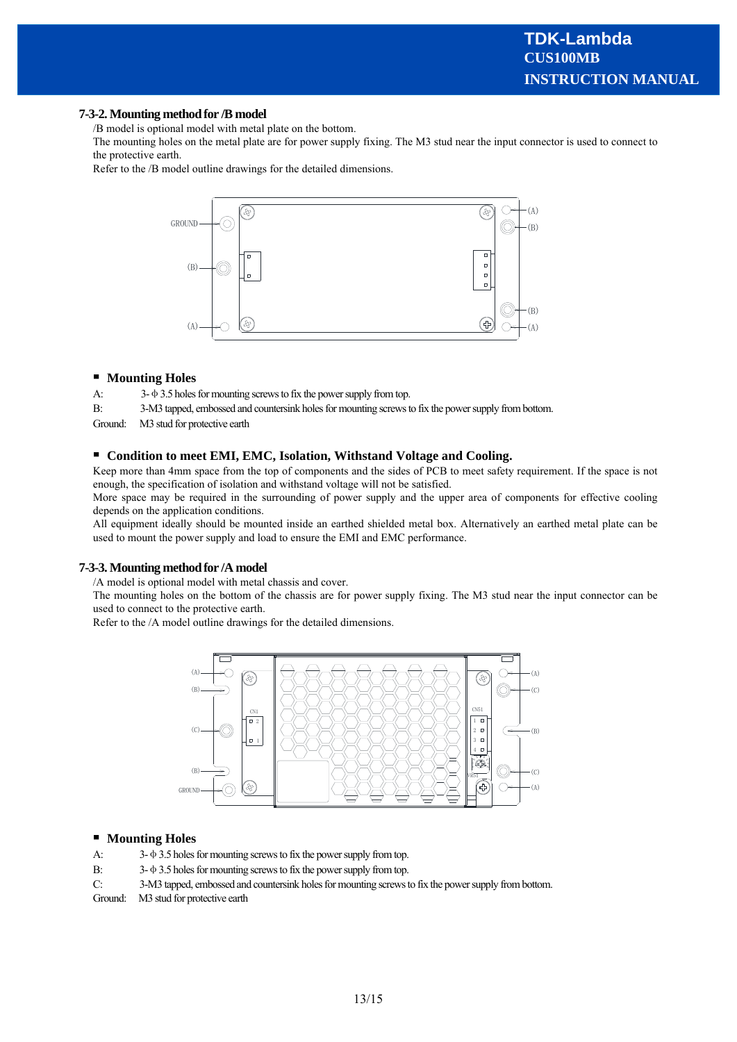### 7-3-2. Mounting method for /B model

/B model is optional model with metal plate on the bottom.
The mounting holes on the metal plate are for power supply fixing. The M3 stud near the input connector is used to connect to the protective earth.
Refer to the /B model outline drawings for the detailed dimensions.

- **Mounting Holes**

A: 3- ϕ 3.5 holes for mounting screws to fix the power supply from top.
B: 3-M3 tapped, embossed and countersink holes for mounting screws to fix the power supply from bottom.
Ground: M3 stud for protective earth

- **Condition to meet EMI, EMC, Isolation, Withstand Voltage and Cooling.**

Keep more than 4mm space from the top of components and the sides of PCB to meet safety requirement. If the space is not enough, the specification of isolation and withstand voltage will not be satisfied.
More space may be required in the surrounding of power supply and the upper area of components for effective cooling depends on the application conditions.
All equipment ideally should be mounted inside an earthed shielded metal box. Alternatively an earthed metal plate can be used to mount the power supply and load to ensure the EMI and EMC performance.

### 7-3-3. Mounting method for /A model

/A model is optional model with metal chassis and cover.
The mounting holes on the bottom of the chassis are for power supply fixing. The M3 stud near the input connector can be used to connect to the protective earth.
Refer to the /A model outline drawings for the detailed dimensions.

- **Mounting Holes**

A: 3- ϕ 3.5 holes for mounting screws to fix the power supply from top.
B: 3- ϕ 3.5 holes for mounting screws to fix the power supply from top.
C: 3-M3 tapped, embossed and countersink holes for mounting screws to fix the power supply from bottom.
Ground: M3 stud for protective earth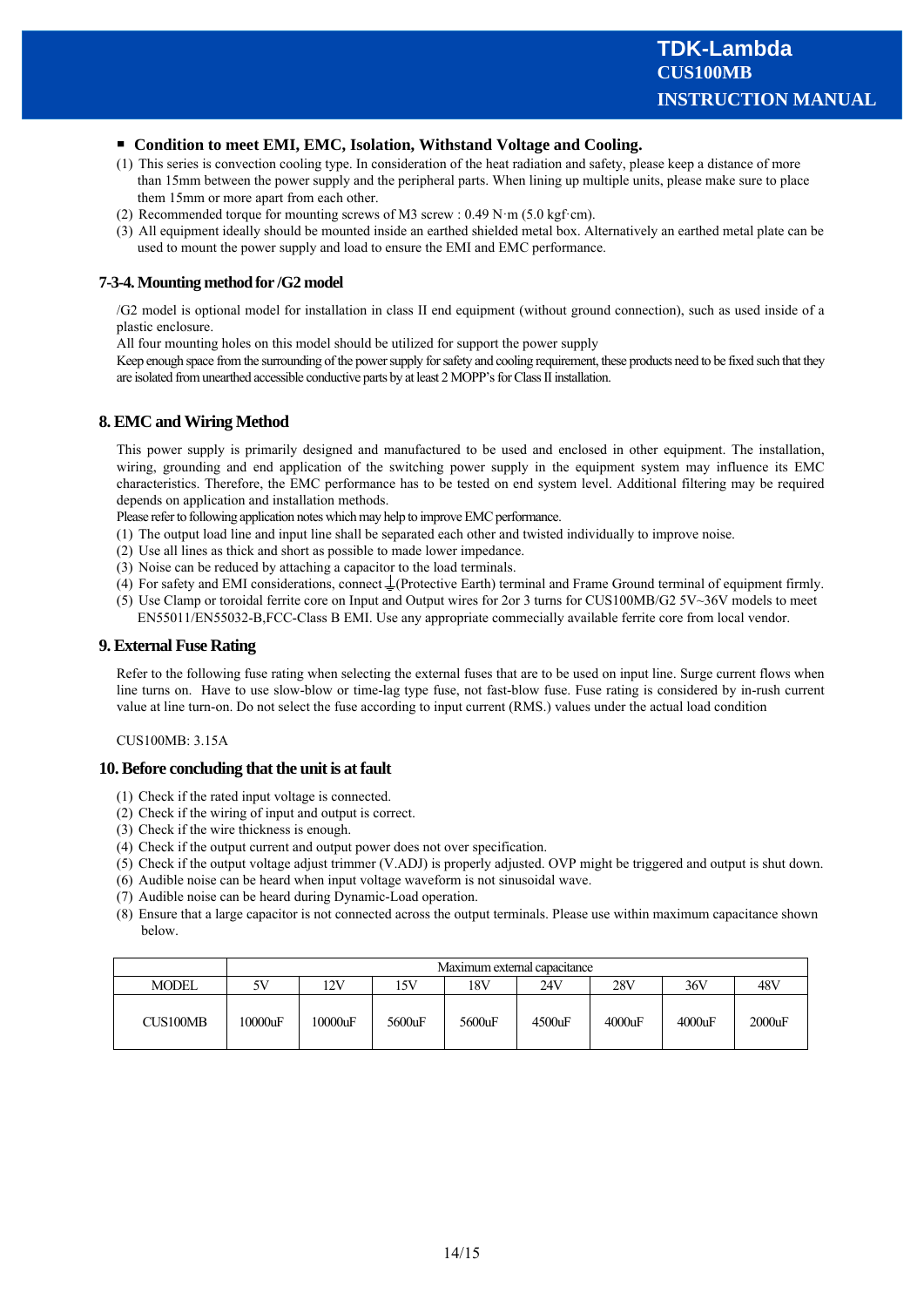- **Condition to meet EMI, EMC, Isolation, Withstand Voltage and Cooling.**

(1) This series is convection cooling type. In consideration of the heat radiation and safety, please keep a distance of more than 15mm between the power supply and the peripheral parts. When lining up multiple units, please make sure to place them 15mm or more apart from each other.
(2) Recommended torque for mounting screws of M3 screw : 0.49 N·m (5.0 kgf·cm).
(3) All equipment ideally should be mounted inside an earthed shielded metal box. Alternatively an earthed metal plate can be used to mount the power supply and load to ensure the EMI and EMC performance.

### 7-3-4. Mounting method for /G2 model

/G2 model is optional model for installation in class II end equipment (without ground connection), such as used inside of a plastic enclosure.
All four mounting holes on this model should be utilized for support the power supply
Keep enough space from the surrounding of the power supply for safety and cooling requirement, these products need to be fixed such that they are isolated from unearthed accessible conductive parts by at least 2 MOPP's for Class II installation.

## 8. EMC and Wiring Method

This power supply is primarily designed and manufactured to be used and enclosed in other equipment. The installation, wiring, grounding and end application of the switching power supply in the equipment system may influence its EMC characteristics. Therefore, the EMC performance has to be tested on end system level. Additional filtering may be required depends on application and installation methods.
Please refer to following application notes which may help to improve EMC performance.

(1) The output load line and input line shall be separated each other and twisted individually to improve noise.
(2) Use all lines as thick and short as possible to made lower impedance.
(3) Noise can be reduced by attaching a capacitor to the load terminals.
(4) For safety and EMI considerations, connect ⏚(Protective Earth) terminal and Frame Ground terminal of equipment firmly.
(5) Use Clamp or toroidal ferrite core on Input and Output wires for 2or 3 turns for CUS100MB/G2 5V~36V models to meet EN55011/EN55032-B,FCC-Class B EMI. Use any appropriate commecially available ferrite core from local vendor.

## 9. External Fuse Rating

Refer to the following fuse rating when selecting the external fuses that are to be used on input line. Surge current flows when line turns on. Have to use slow-blow or time-lag type fuse, not fast-blow fuse. Fuse rating is considered by in-rush current value at line turn-on. Do not select the fuse according to input current (RMS.) values under the actual load condition

CUS100MB: 3.15A

## 10. Before concluding that the unit is at fault

(1) Check if the rated input voltage is connected.
(2) Check if the wiring of input and output is correct.
(3) Check if the wire thickness is enough.
(4) Check if the output current and output power does not over specification.
(5) Check if the output voltage adjust trimmer (V.ADJ) is properly adjusted. OVP might be triggered and output is shut down.
(6) Audible noise can be heard when input voltage waveform is not sinusoidal wave.
(7) Audible noise can be heard during Dynamic-Load operation.
(8) Ensure that a large capacitor is not connected across the output terminals. Please use within maximum capacitance shown below.

| | Maximum external capacitance | | | | | | | |
|---|---|---|---|---|---|---|---|---|
| MODEL | 5V | 12V | 15V | 18V | 24V | 28V | 36V | 48V |
| CUS100MB | 10000uF | 10000uF | 5600uF | 5600uF | 4500uF | 4000uF | 4000uF | 2000uF |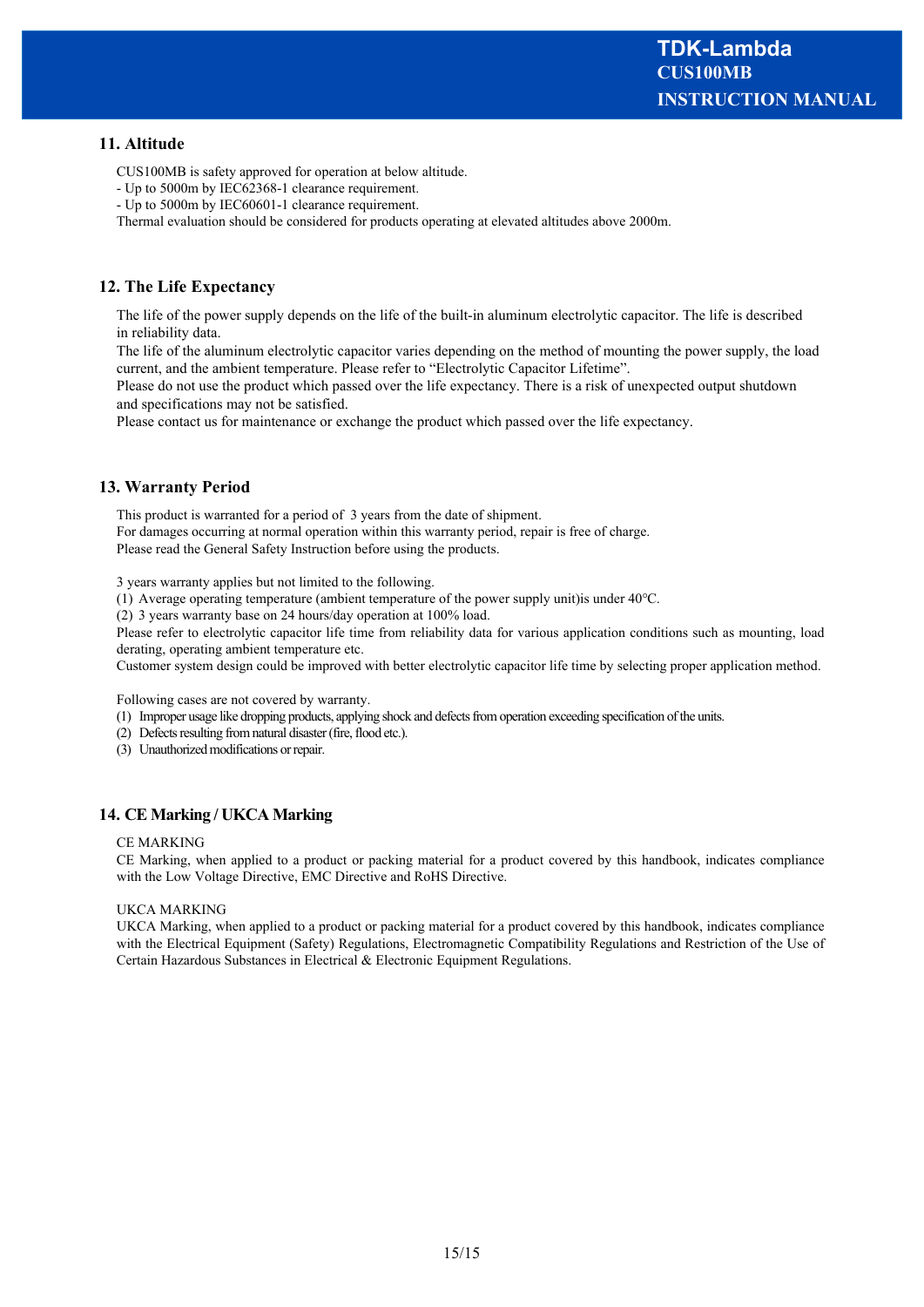## 11. Altitude

CUS100MB is safety approved for operation at below altitude.
- Up to 5000m by IEC62368-1 clearance requirement.
- Up to 5000m by IEC60601-1 clearance requirement.

Thermal evaluation should be considered for products operating at elevated altitudes above 2000m.

## 12. The Life Expectancy

The life of the power supply depends on the life of the built-in aluminum electrolytic capacitor. The life is described in reliability data.
The life of the aluminum electrolytic capacitor varies depending on the method of mounting the power supply, the load current, and the ambient temperature. Please refer to “Electrolytic Capacitor Lifetime”.
Please do not use the product which passed over the life expectancy. There is a risk of unexpected output shutdown and specifications may not be satisfied.
Please contact us for maintenance or exchange the product which passed over the life expectancy.

## 13. Warranty Period

This product is warranted for a period of 3 years from the date of shipment.
For damages occurring at normal operation within this warranty period, repair is free of charge.
Please read the General Safety Instruction before using the products.

3 years warranty applies but not limited to the following.
(1) Average operating temperature (ambient temperature of the power supply unit)is under 40°C.
(2) 3 years warranty base on 24 hours/day operation at 100% load.

Please refer to electrolytic capacitor life time from reliability data for various application conditions such as mounting, load derating, operating ambient temperature etc.
Customer system design could be improved with better electrolytic capacitor life time by selecting proper application method.

Following cases are not covered by warranty.
(1) Improper usage like dropping products, applying shock and defects from operation exceeding specification of the units.
(2) Defects resulting from natural disaster (fire, flood etc.).
(3) Unauthorized modifications or repair.

## 14. CE Marking / UKCA Marking

CE MARKING
CE Marking, when applied to a product or packing material for a product covered by this handbook, indicates compliance with the Low Voltage Directive, EMC Directive and RoHS Directive.

UKCA MARKING
UKCA Marking, when applied to a product or packing material for a product covered by this handbook, indicates compliance with the Electrical Equipment (Safety) Regulations, Electromagnetic Compatibility Regulations and Restriction of the Use of Certain Hazardous Substances in Electrical & Electronic Equipment Regulations.